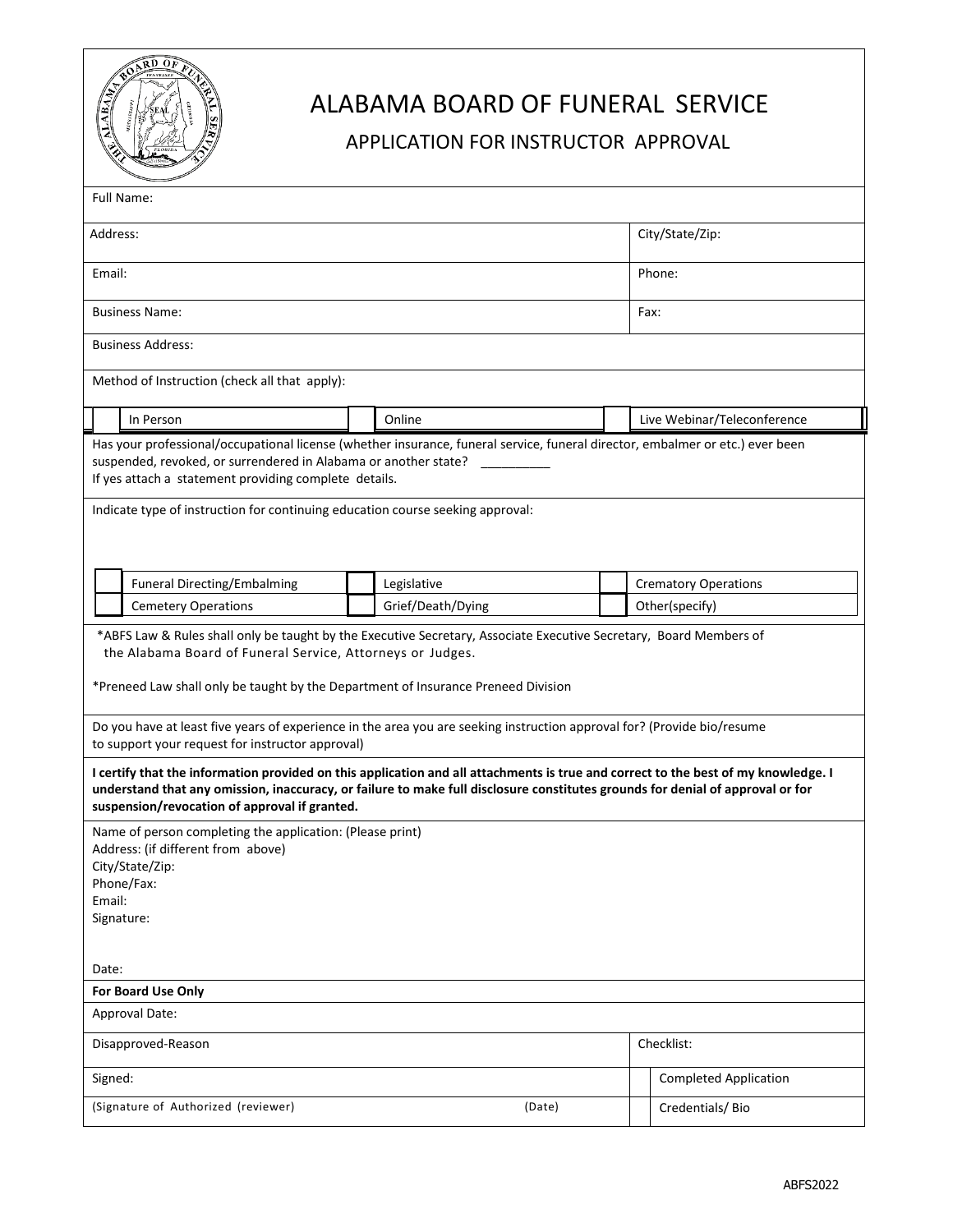# ALABAMA BOARD OF FUNERAL SERVICE

## APPLICATION FOR INSTRUCTOR APPROVAL

| Full Name: | |
|---|---|
| Address: | City/State/Zip: |
| Email: | Phone: |
| Business Name: | Fax: |
| Business Address: | |

Method of Instruction (check all that apply):

| | | | | | |
|---|---|---|---|---|---|
| ☐ | In Person | ☐ | Online | ☐ | Live Webinar/Teleconference |

Has your professional/occupational license (whether insurance, funeral service, funeral director, embalmer or etc.) ever been suspended, revoked, or surrendered in Alabama or another state? __________
If yes attach a statement providing complete details.

Indicate type of instruction for continuing education course seeking approval:

| | | | | | |
|---|---|---|---|---|---|
| ☐ | Funeral Directing/Embalming | ☐ | Legislative | ☐ | Crematory Operations |
| ☐ | Cemetery Operations | ☐ | Grief/Death/Dying | ☐ | Other(specify) |

*ABFS Law & Rules shall only be taught by the Executive Secretary, Associate Executive Secretary, Board Members of the Alabama Board of Funeral Service, Attorneys or Judges.

*Preneed Law shall only be taught by the Department of Insurance Preneed Division

Do you have at least five years of experience in the area you are seeking instruction approval for? (Provide bio/resume to support your request for instructor approval)

**I certify that the information provided on this application and all attachments is true and correct to the best of my knowledge. I understand that any omission, inaccuracy, or failure to make full disclosure constitutes grounds for denial of approval or for suspension/revocation of approval if granted.**

Name of person completing the application: (Please print)
Address: (if different from above)
City/State/Zip:
Phone/Fax:
Email:
Signature:

Date:

**For Board Use Only**

| Approval Date: | | |
|---|---|---|
| Disapproved-Reason | Checklist: | |
| Signed: | ☐ | Completed Application |
| (Signature of Authorized (reviewer) (Date) | ☐ | Credentials/ Bio |

ABFS2022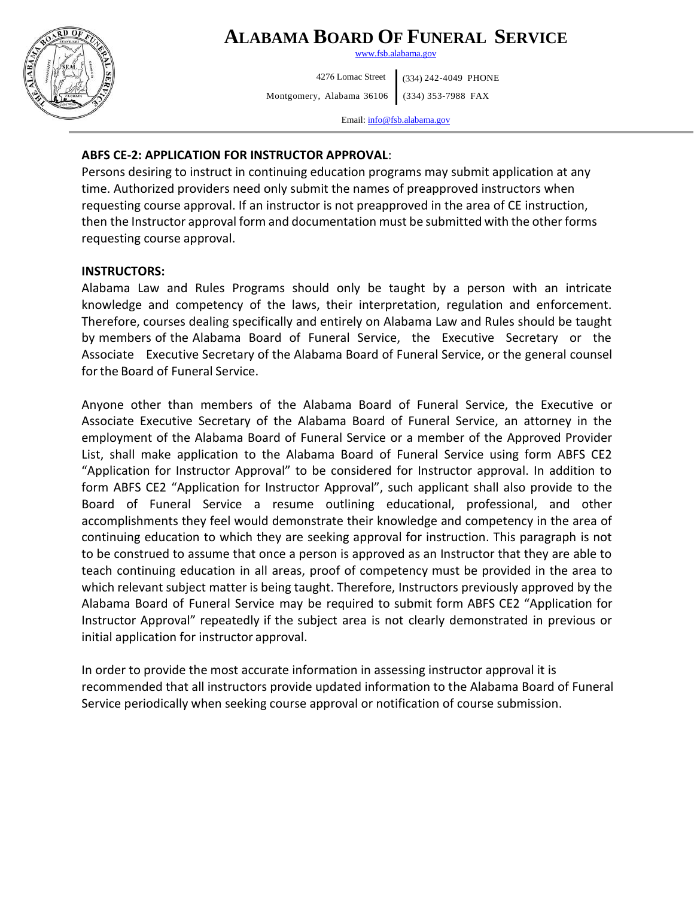# ALABAMA BOARD OF FUNERAL SERVICE

www.fsb.alabama.gov

4276 Lomac Street
Montgomery, Alabama 36106

(334) 242-4049 PHONE
(334) 353-7988 FAX

Email: info@fsb.alabama.gov

**ABFS CE-2: APPLICATION FOR INSTRUCTOR APPROVAL**:

Persons desiring to instruct in continuing education programs may submit application at any time. Authorized providers need only submit the names of preapproved instructors when requesting course approval. If an instructor is not preapproved in the area of CE instruction, then the Instructor approval form and documentation must be submitted with the other forms requesting course approval.

**INSTRUCTORS:**

Alabama Law and Rules Programs should only be taught by a person with an intricate knowledge and competency of the laws, their interpretation, regulation and enforcement. Therefore, courses dealing specifically and entirely on Alabama Law and Rules should be taught by members of the Alabama Board of Funeral Service, the Executive Secretary or the Associate Executive Secretary of the Alabama Board of Funeral Service, or the general counsel for the Board of Funeral Service.

Anyone other than members of the Alabama Board of Funeral Service, the Executive or Associate Executive Secretary of the Alabama Board of Funeral Service, an attorney in the employment of the Alabama Board of Funeral Service or a member of the Approved Provider List, shall make application to the Alabama Board of Funeral Service using form ABFS CE2 "Application for Instructor Approval" to be considered for Instructor approval. In addition to form ABFS CE2 "Application for Instructor Approval", such applicant shall also provide to the Board of Funeral Service a resume outlining educational, professional, and other accomplishments they feel would demonstrate their knowledge and competency in the area of continuing education to which they are seeking approval for instruction. This paragraph is not to be construed to assume that once a person is approved as an Instructor that they are able to teach continuing education in all areas, proof of competency must be provided in the area to which relevant subject matter is being taught. Therefore, Instructors previously approved by the Alabama Board of Funeral Service may be required to submit form ABFS CE2 "Application for Instructor Approval" repeatedly if the subject area is not clearly demonstrated in previous or initial application for instructor approval.

In order to provide the most accurate information in assessing instructor approval it is recommended that all instructors provide updated information to the Alabama Board of Funeral Service periodically when seeking course approval or notification of course submission.